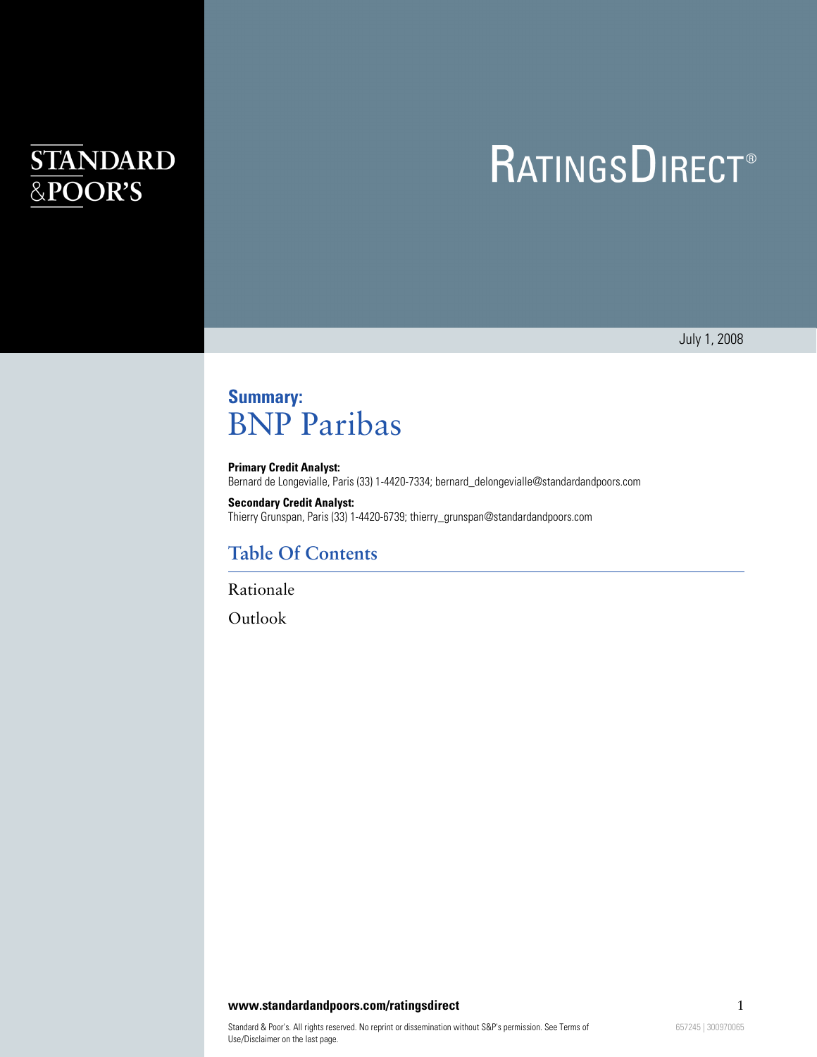STANDARD & POOR'S

# RATINGSDIRECT®

July 1, 2008

## Summary: BNP Paribas

**Primary Credit Analyst:**
Bernard de Longevialle, Paris (33) 1-4420-7334; bernard_delongevialle@standardandpoors.com

**Secondary Credit Analyst:**
Thierry Grunspan, Paris (33) 1-4420-6739; thierry_grunspan@standardandpoors.com

## Table Of Contents

Rationale

Outlook

**www.standardandpoors.com/ratingsdirect**

Standard & Poor's. All rights reserved. No reprint or dissemination without S&P's permission. See Terms of Use/Disclaimer on the last page.

657245 | 300970065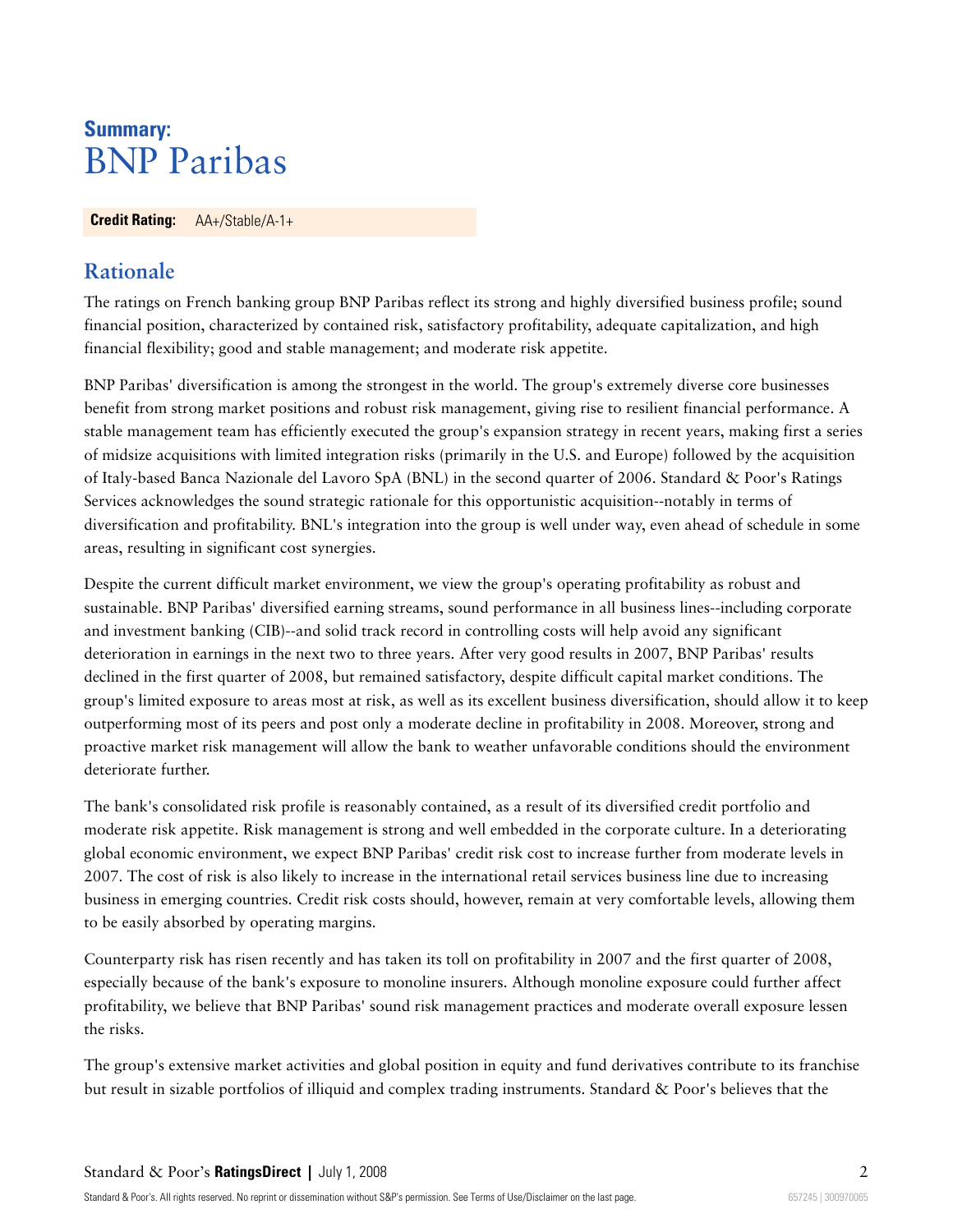# Summary: BNP Paribas

**Credit Rating:** AA+/Stable/A-1+

## Rationale

The ratings on French banking group BNP Paribas reflect its strong and highly diversified business profile; sound financial position, characterized by contained risk, satisfactory profitability, adequate capitalization, and high financial flexibility; good and stable management; and moderate risk appetite.

BNP Paribas' diversification is among the strongest in the world. The group's extremely diverse core businesses benefit from strong market positions and robust risk management, giving rise to resilient financial performance. A stable management team has efficiently executed the group's expansion strategy in recent years, making first a series of midsize acquisitions with limited integration risks (primarily in the U.S. and Europe) followed by the acquisition of Italy-based Banca Nazionale del Lavoro SpA (BNL) in the second quarter of 2006. Standard & Poor's Ratings Services acknowledges the sound strategic rationale for this opportunistic acquisition--notably in terms of diversification and profitability. BNL's integration into the group is well under way, even ahead of schedule in some areas, resulting in significant cost synergies.

Despite the current difficult market environment, we view the group's operating profitability as robust and sustainable. BNP Paribas' diversified earning streams, sound performance in all business lines--including corporate and investment banking (CIB)--and solid track record in controlling costs will help avoid any significant deterioration in earnings in the next two to three years. After very good results in 2007, BNP Paribas' results declined in the first quarter of 2008, but remained satisfactory, despite difficult capital market conditions. The group's limited exposure to areas most at risk, as well as its excellent business diversification, should allow it to keep outperforming most of its peers and post only a moderate decline in profitability in 2008. Moreover, strong and proactive market risk management will allow the bank to weather unfavorable conditions should the environment deteriorate further.

The bank's consolidated risk profile is reasonably contained, as a result of its diversified credit portfolio and moderate risk appetite. Risk management is strong and well embedded in the corporate culture. In a deteriorating global economic environment, we expect BNP Paribas' credit risk cost to increase further from moderate levels in 2007. The cost of risk is also likely to increase in the international retail services business line due to increasing business in emerging countries. Credit risk costs should, however, remain at very comfortable levels, allowing them to be easily absorbed by operating margins.

Counterparty risk has risen recently and has taken its toll on profitability in 2007 and the first quarter of 2008, especially because of the bank's exposure to monoline insurers. Although monoline exposure could further affect profitability, we believe that BNP Paribas' sound risk management practices and moderate overall exposure lessen the risks.

The group's extensive market activities and global position in equity and fund derivatives contribute to its franchise but result in sizable portfolios of illiquid and complex trading instruments. Standard & Poor's believes that the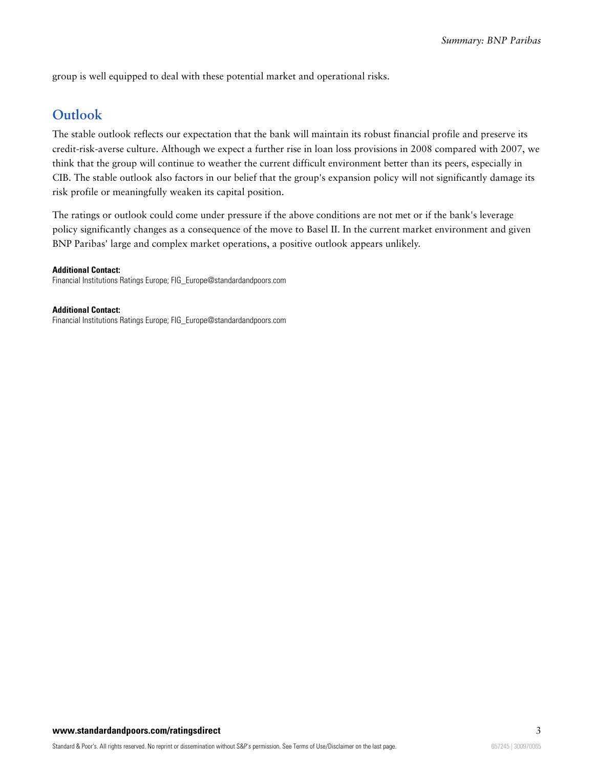group is well equipped to deal with these potential market and operational risks.

## Outlook

The stable outlook reflects our expectation that the bank will maintain its robust financial profile and preserve its credit-risk-averse culture. Although we expect a further rise in loan loss provisions in 2008 compared with 2007, we think that the group will continue to weather the current difficult environment better than its peers, especially in CIB. The stable outlook also factors in our belief that the group's expansion policy will not significantly damage its risk profile or meaningfully weaken its capital position.

The ratings or outlook could come under pressure if the above conditions are not met or if the bank's leverage policy significantly changes as a consequence of the move to Basel II. In the current market environment and given BNP Paribas' large and complex market operations, a positive outlook appears unlikely.

**Additional Contact:**
Financial Institutions Ratings Europe; FIG_Europe@standardandpoors.com

**Additional Contact:**
Financial Institutions Ratings Europe; FIG_Europe@standardandpoors.com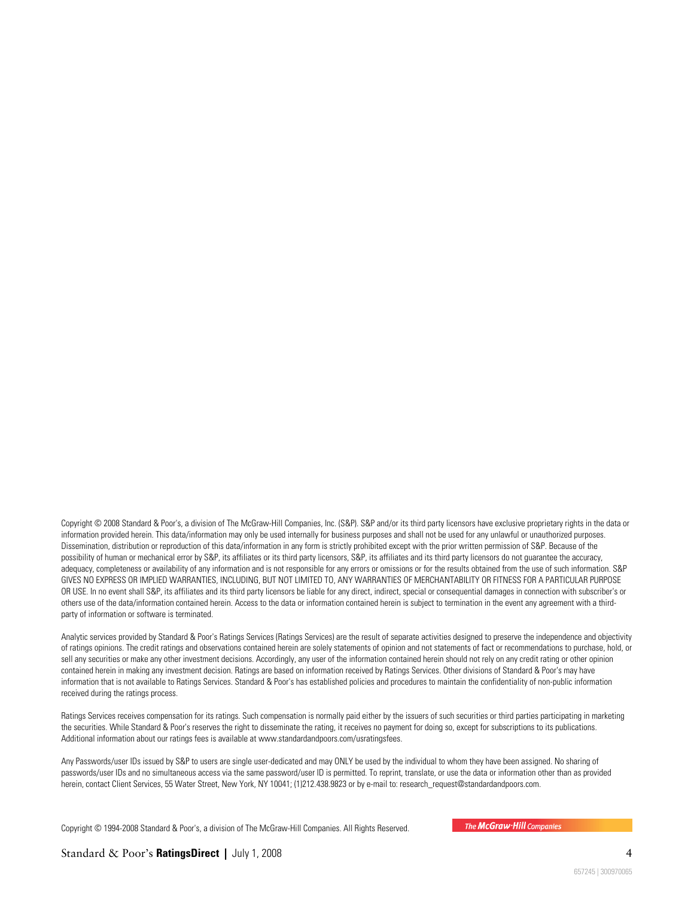Copyright © 2008 Standard & Poor's, a division of The McGraw-Hill Companies, Inc. (S&P). S&P and/or its third party licensors have exclusive proprietary rights in the data or information provided herein. This data/information may only be used internally for business purposes and shall not be used for any unlawful or unauthorized purposes. Dissemination, distribution or reproduction of this data/information in any form is strictly prohibited except with the prior written permission of S&P. Because of the possibility of human or mechanical error by S&P, its affiliates or its third party licensors, S&P, its affiliates and its third party licensors do not guarantee the accuracy, adequacy, completeness or availability of any information and is not responsible for any errors or omissions or for the results obtained from the use of such information. S&P GIVES NO EXPRESS OR IMPLIED WARRANTIES, INCLUDING, BUT NOT LIMITED TO, ANY WARRANTIES OF MERCHANTABILITY OR FITNESS FOR A PARTICULAR PURPOSE OR USE. In no event shall S&P, its affiliates and its third party licensors be liable for any direct, indirect, special or consequential damages in connection with subscriber's or others use of the data/information contained herein. Access to the data or information contained herein is subject to termination in the event any agreement with a third-party of information or software is terminated.

Analytic services provided by Standard & Poor's Ratings Services (Ratings Services) are the result of separate activities designed to preserve the independence and objectivity of ratings opinions. The credit ratings and observations contained herein are solely statements of opinion and not statements of fact or recommendations to purchase, hold, or sell any securities or make any other investment decisions. Accordingly, any user of the information contained herein should not rely on any credit rating or other opinion contained herein in making any investment decision. Ratings are based on information received by Ratings Services. Other divisions of Standard & Poor's may have information that is not available to Ratings Services. Standard & Poor's has established policies and procedures to maintain the confidentiality of non-public information received during the ratings process.

Ratings Services receives compensation for its ratings. Such compensation is normally paid either by the issuers of such securities or third parties participating in marketing the securities. While Standard & Poor's reserves the right to disseminate the rating, it receives no payment for doing so, except for subscriptions to its publications. Additional information about our ratings fees is available at www.standardandpoors.com/usratingsfees.

Any Passwords/user IDs issued by S&P to users are single user-dedicated and may ONLY be used by the individual to whom they have been assigned. No sharing of passwords/user IDs and no simultaneous access via the same password/user ID is permitted. To reprint, translate, or use the data or information other than as provided herein, contact Client Services, 55 Water Street, New York, NY 10041; (1)212.438.9823 or by e-mail to: research_request@standardandpoors.com.

Copyright © 1994-2008 Standard & Poor's, a division of The McGraw-Hill Companies. All Rights Reserved.

The McGraw-Hill Companies